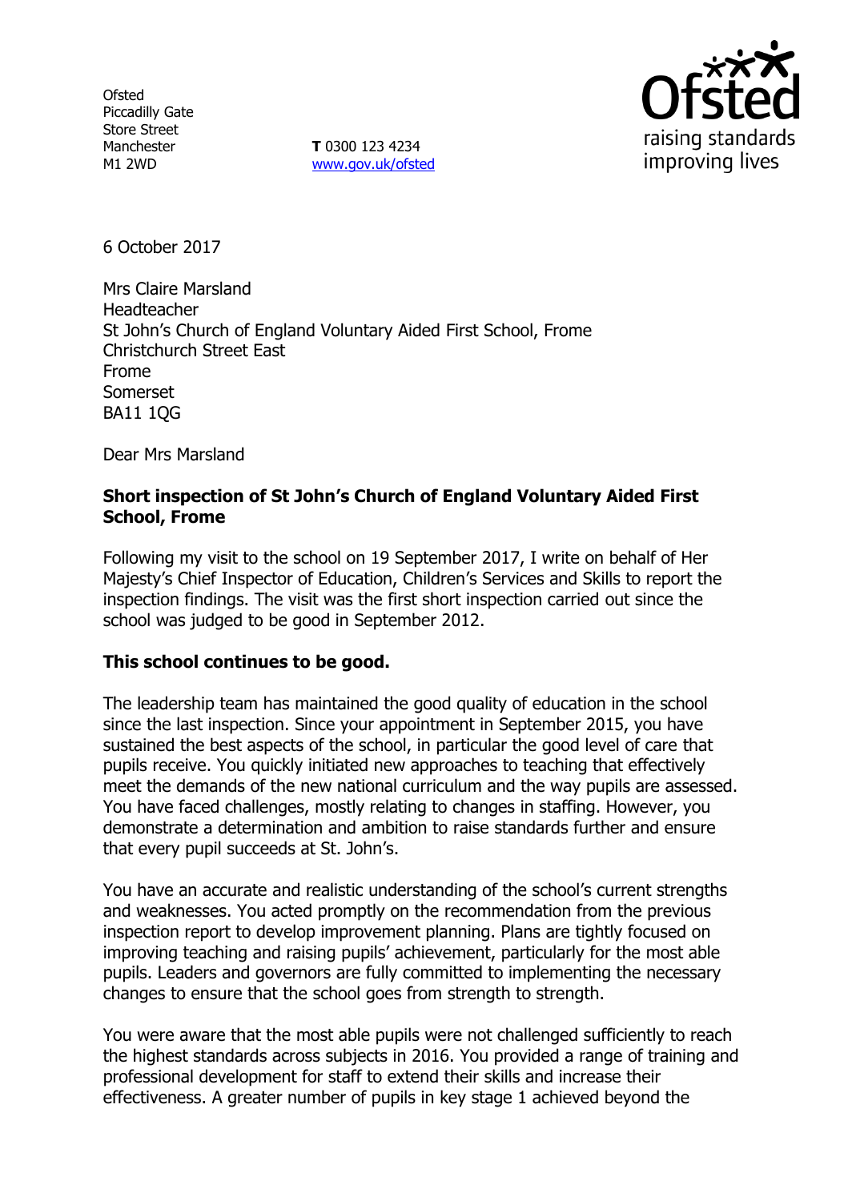Ofsted
Piccadilly Gate
Store Street
Manchester
M1 2WD

**T** 0300 123 4234
www.gov.uk/ofsted

6 October 2017

Mrs Claire Marsland
Headteacher
St John's Church of England Voluntary Aided First School, Frome
Christchurch Street East
Frome
Somerset
BA11 1QG

Dear Mrs Marsland

**Short inspection of St John's Church of England Voluntary Aided First School, Frome**

Following my visit to the school on 19 September 2017, I write on behalf of Her Majesty's Chief Inspector of Education, Children's Services and Skills to report the inspection findings. The visit was the first short inspection carried out since the school was judged to be good in September 2012.

**This school continues to be good.**

The leadership team has maintained the good quality of education in the school since the last inspection. Since your appointment in September 2015, you have sustained the best aspects of the school, in particular the good level of care that pupils receive. You quickly initiated new approaches to teaching that effectively meet the demands of the new national curriculum and the way pupils are assessed. You have faced challenges, mostly relating to changes in staffing. However, you demonstrate a determination and ambition to raise standards further and ensure that every pupil succeeds at St. John's.

You have an accurate and realistic understanding of the school's current strengths and weaknesses. You acted promptly on the recommendation from the previous inspection report to develop improvement planning. Plans are tightly focused on improving teaching and raising pupils' achievement, particularly for the most able pupils. Leaders and governors are fully committed to implementing the necessary changes to ensure that the school goes from strength to strength.

You were aware that the most able pupils were not challenged sufficiently to reach the highest standards across subjects in 2016. You provided a range of training and professional development for staff to extend their skills and increase their effectiveness. A greater number of pupils in key stage 1 achieved beyond the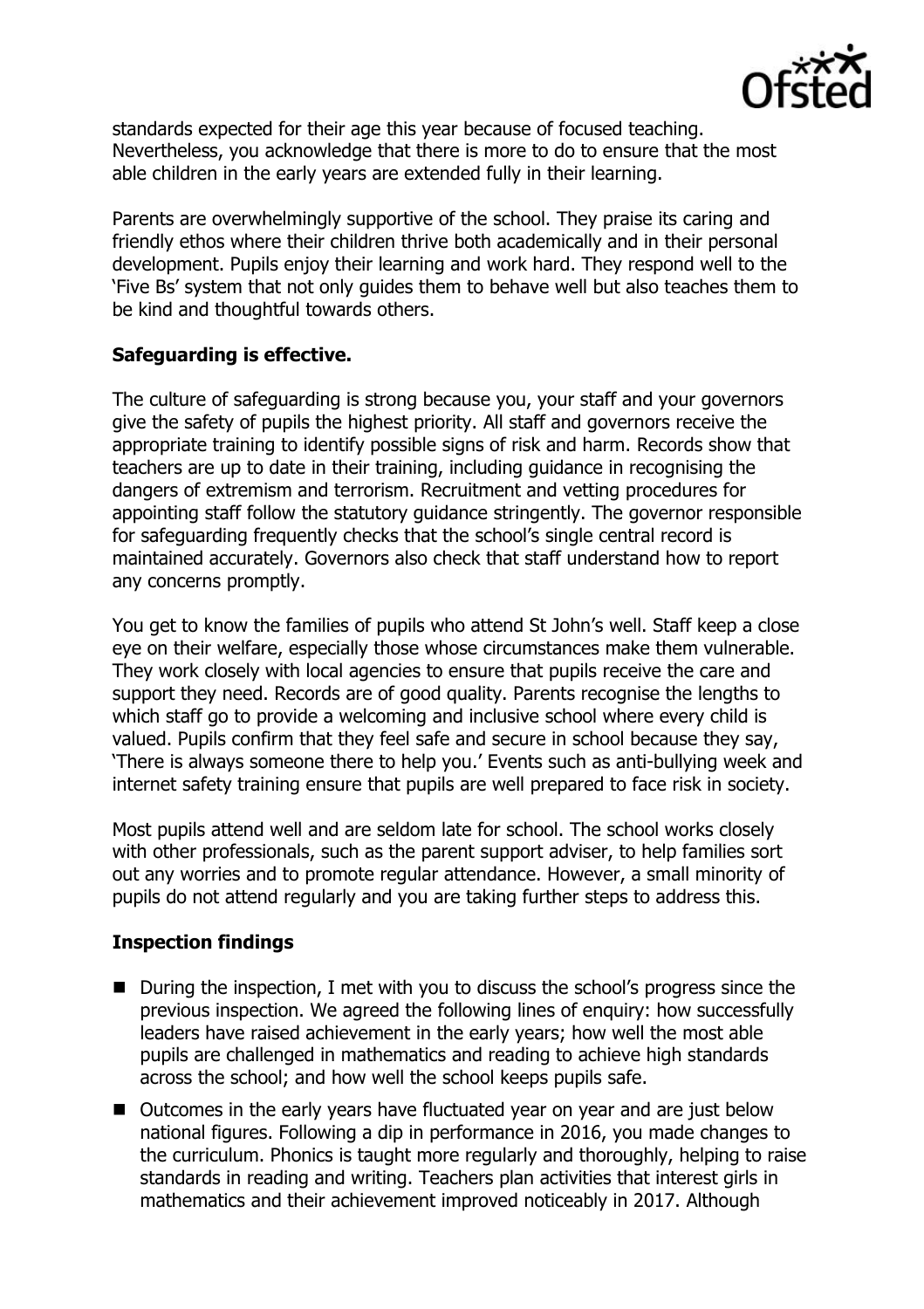standards expected for their age this year because of focused teaching. Nevertheless, you acknowledge that there is more to do to ensure that the most able children in the early years are extended fully in their learning.

Parents are overwhelmingly supportive of the school. They praise its caring and friendly ethos where their children thrive both academically and in their personal development. Pupils enjoy their learning and work hard. They respond well to the 'Five Bs' system that not only guides them to behave well but also teaches them to be kind and thoughtful towards others.

## Safeguarding is effective.

The culture of safeguarding is strong because you, your staff and your governors give the safety of pupils the highest priority. All staff and governors receive the appropriate training to identify possible signs of risk and harm. Records show that teachers are up to date in their training, including guidance in recognising the dangers of extremism and terrorism. Recruitment and vetting procedures for appointing staff follow the statutory guidance stringently. The governor responsible for safeguarding frequently checks that the school's single central record is maintained accurately. Governors also check that staff understand how to report any concerns promptly.

You get to know the families of pupils who attend St John's well. Staff keep a close eye on their welfare, especially those whose circumstances make them vulnerable. They work closely with local agencies to ensure that pupils receive the care and support they need. Records are of good quality. Parents recognise the lengths to which staff go to provide a welcoming and inclusive school where every child is valued. Pupils confirm that they feel safe and secure in school because they say, 'There is always someone there to help you.' Events such as anti-bullying week and internet safety training ensure that pupils are well prepared to face risk in society.

Most pupils attend well and are seldom late for school. The school works closely with other professionals, such as the parent support adviser, to help families sort out any worries and to promote regular attendance. However, a small minority of pupils do not attend regularly and you are taking further steps to address this.

## Inspection findings

- During the inspection, I met with you to discuss the school's progress since the previous inspection. We agreed the following lines of enquiry: how successfully leaders have raised achievement in the early years; how well the most able pupils are challenged in mathematics and reading to achieve high standards across the school; and how well the school keeps pupils safe.
- Outcomes in the early years have fluctuated year on year and are just below national figures. Following a dip in performance in 2016, you made changes to the curriculum. Phonics is taught more regularly and thoroughly, helping to raise standards in reading and writing. Teachers plan activities that interest girls in mathematics and their achievement improved noticeably in 2017. Although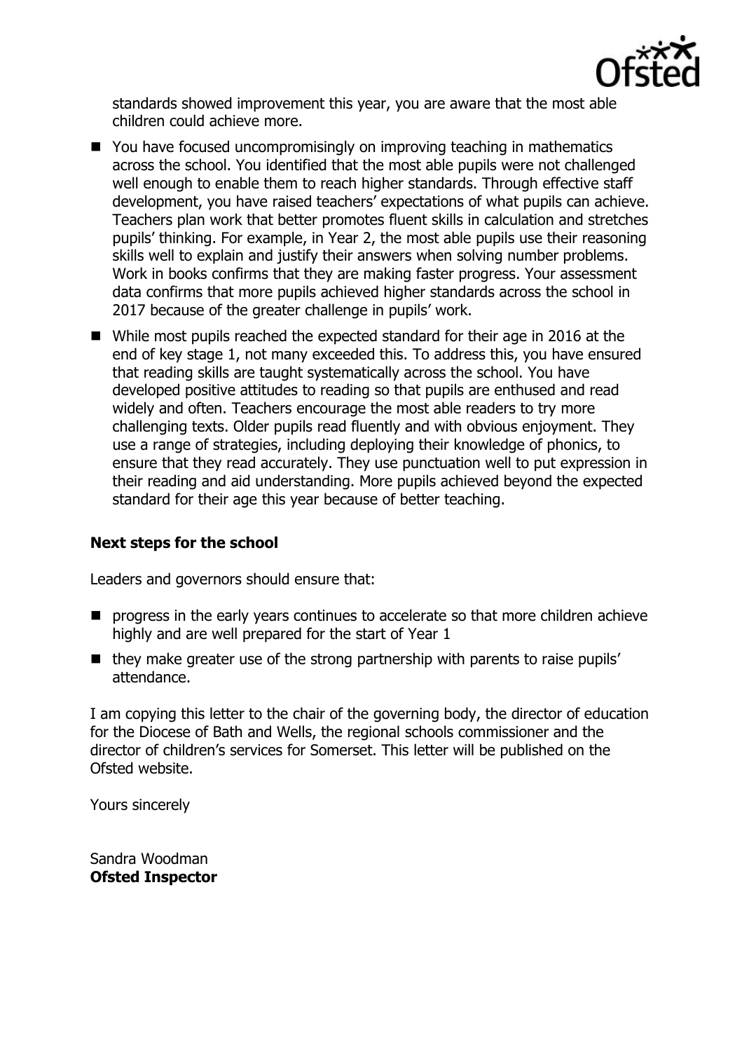standards showed improvement this year, you are aware that the most able children could achieve more.

- You have focused uncompromisingly on improving teaching in mathematics across the school. You identified that the most able pupils were not challenged well enough to enable them to reach higher standards. Through effective staff development, you have raised teachers' expectations of what pupils can achieve. Teachers plan work that better promotes fluent skills in calculation and stretches pupils' thinking. For example, in Year 2, the most able pupils use their reasoning skills well to explain and justify their answers when solving number problems. Work in books confirms that they are making faster progress. Your assessment data confirms that more pupils achieved higher standards across the school in 2017 because of the greater challenge in pupils' work.
- While most pupils reached the expected standard for their age in 2016 at the end of key stage 1, not many exceeded this. To address this, you have ensured that reading skills are taught systematically across the school. You have developed positive attitudes to reading so that pupils are enthused and read widely and often. Teachers encourage the most able readers to try more challenging texts. Older pupils read fluently and with obvious enjoyment. They use a range of strategies, including deploying their knowledge of phonics, to ensure that they read accurately. They use punctuation well to put expression in their reading and aid understanding. More pupils achieved beyond the expected standard for their age this year because of better teaching.

**Next steps for the school**

Leaders and governors should ensure that:

- progress in the early years continues to accelerate so that more children achieve highly and are well prepared for the start of Year 1
- they make greater use of the strong partnership with parents to raise pupils' attendance.

I am copying this letter to the chair of the governing body, the director of education for the Diocese of Bath and Wells, the regional schools commissioner and the director of children's services for Somerset. This letter will be published on the Ofsted website.

Yours sincerely

Sandra Woodman
**Ofsted Inspector**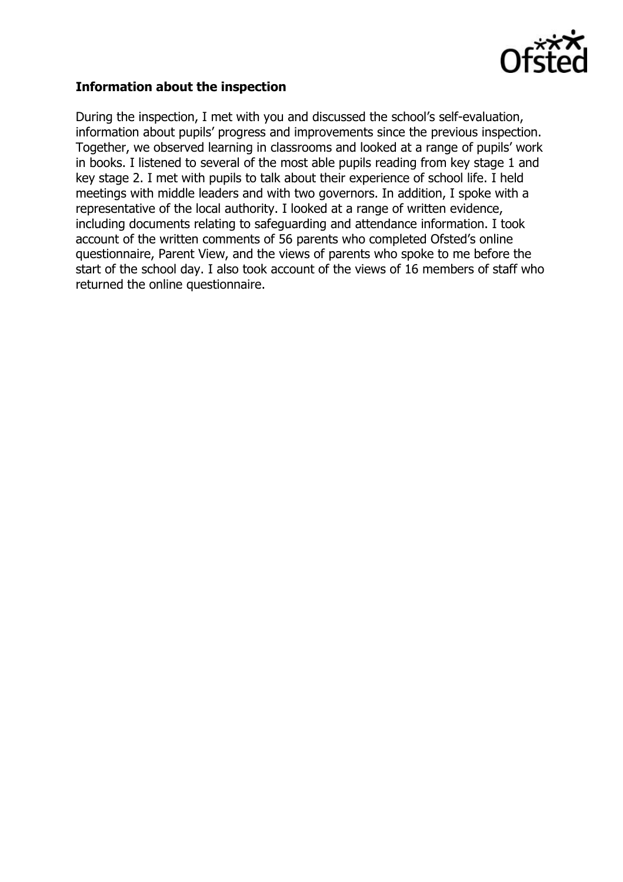**Information about the inspection**

During the inspection, I met with you and discussed the school's self-evaluation, information about pupils' progress and improvements since the previous inspection. Together, we observed learning in classrooms and looked at a range of pupils' work in books. I listened to several of the most able pupils reading from key stage 1 and key stage 2. I met with pupils to talk about their experience of school life. I held meetings with middle leaders and with two governors. In addition, I spoke with a representative of the local authority. I looked at a range of written evidence, including documents relating to safeguarding and attendance information. I took account of the written comments of 56 parents who completed Ofsted's online questionnaire, Parent View, and the views of parents who spoke to me before the start of the school day. I also took account of the views of 16 members of staff who returned the online questionnaire.